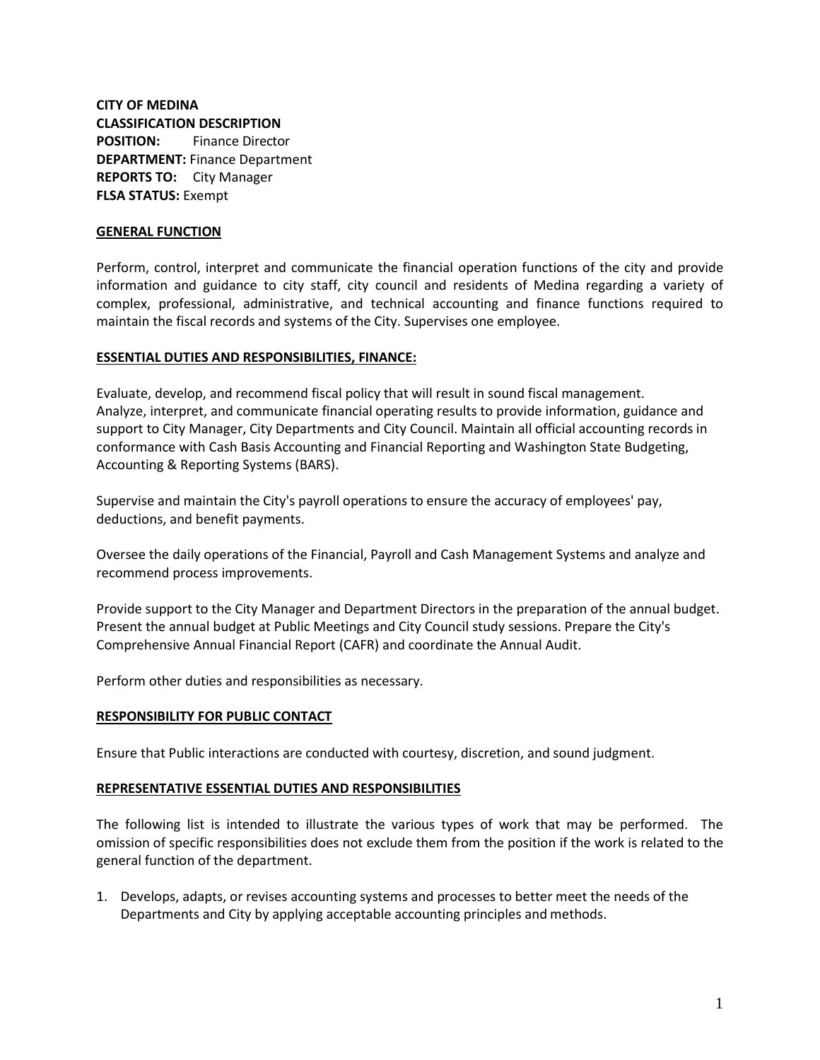**CITY OF MEDINA**
**CLASSIFICATION DESCRIPTION**
**POSITION:** Finance Director
**DEPARTMENT:** Finance Department
**REPORTS TO:** City Manager
**FLSA STATUS:** Exempt

## GENERAL FUNCTION

Perform, control, interpret and communicate the financial operation functions of the city and provide information and guidance to city staff, city council and residents of Medina regarding a variety of complex, professional, administrative, and technical accounting and finance functions required to maintain the fiscal records and systems of the City. Supervises one employee.

## ESSENTIAL DUTIES AND RESPONSIBILITIES, FINANCE:

Evaluate, develop, and recommend fiscal policy that will result in sound fiscal management. Analyze, interpret, and communicate financial operating results to provide information, guidance and support to City Manager, City Departments and City Council. Maintain all official accounting records in conformance with Cash Basis Accounting and Financial Reporting and Washington State Budgeting, Accounting & Reporting Systems (BARS).

Supervise and maintain the City's payroll operations to ensure the accuracy of employees' pay, deductions, and benefit payments.

Oversee the daily operations of the Financial, Payroll and Cash Management Systems and analyze and recommend process improvements.

Provide support to the City Manager and Department Directors in the preparation of the annual budget. Present the annual budget at Public Meetings and City Council study sessions. Prepare the City's Comprehensive Annual Financial Report (CAFR) and coordinate the Annual Audit.

Perform other duties and responsibilities as necessary.

## RESPONSIBILITY FOR PUBLIC CONTACT

Ensure that Public interactions are conducted with courtesy, discretion, and sound judgment.

## REPRESENTATIVE ESSENTIAL DUTIES AND RESPONSIBILITIES

The following list is intended to illustrate the various types of work that may be performed. The omission of specific responsibilities does not exclude them from the position if the work is related to the general function of the department.

1. Develops, adapts, or revises accounting systems and processes to better meet the needs of the Departments and City by applying acceptable accounting principles and methods.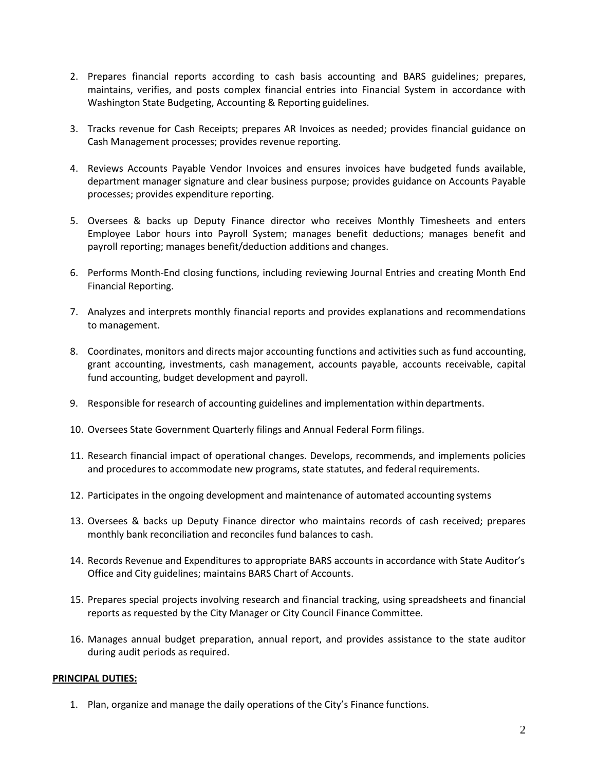2. Prepares financial reports according to cash basis accounting and BARS guidelines; prepares, maintains, verifies, and posts complex financial entries into Financial System in accordance with Washington State Budgeting, Accounting & Reporting guidelines.

3. Tracks revenue for Cash Receipts; prepares AR Invoices as needed; provides financial guidance on Cash Management processes; provides revenue reporting.

4. Reviews Accounts Payable Vendor Invoices and ensures invoices have budgeted funds available, department manager signature and clear business purpose; provides guidance on Accounts Payable processes; provides expenditure reporting.

5. Oversees & backs up Deputy Finance director who receives Monthly Timesheets and enters Employee Labor hours into Payroll System; manages benefit deductions; manages benefit and payroll reporting; manages benefit/deduction additions and changes.

6. Performs Month-End closing functions, including reviewing Journal Entries and creating Month End Financial Reporting.

7. Analyzes and interprets monthly financial reports and provides explanations and recommendations to management.

8. Coordinates, monitors and directs major accounting functions and activities such as fund accounting, grant accounting, investments, cash management, accounts payable, accounts receivable, capital fund accounting, budget development and payroll.

9. Responsible for research of accounting guidelines and implementation within departments.

10. Oversees State Government Quarterly filings and Annual Federal Form filings.

11. Research financial impact of operational changes. Develops, recommends, and implements policies and procedures to accommodate new programs, state statutes, and federal requirements.

12. Participates in the ongoing development and maintenance of automated accounting systems

13. Oversees & backs up Deputy Finance director who maintains records of cash received; prepares monthly bank reconciliation and reconciles fund balances to cash.

14. Records Revenue and Expenditures to appropriate BARS accounts in accordance with State Auditor's Office and City guidelines; maintains BARS Chart of Accounts.

15. Prepares special projects involving research and financial tracking, using spreadsheets and financial reports as requested by the City Manager or City Council Finance Committee.

16. Manages annual budget preparation, annual report, and provides assistance to the state auditor during audit periods as required.

**PRINCIPAL DUTIES:**

1. Plan, organize and manage the daily operations of the City's Finance functions.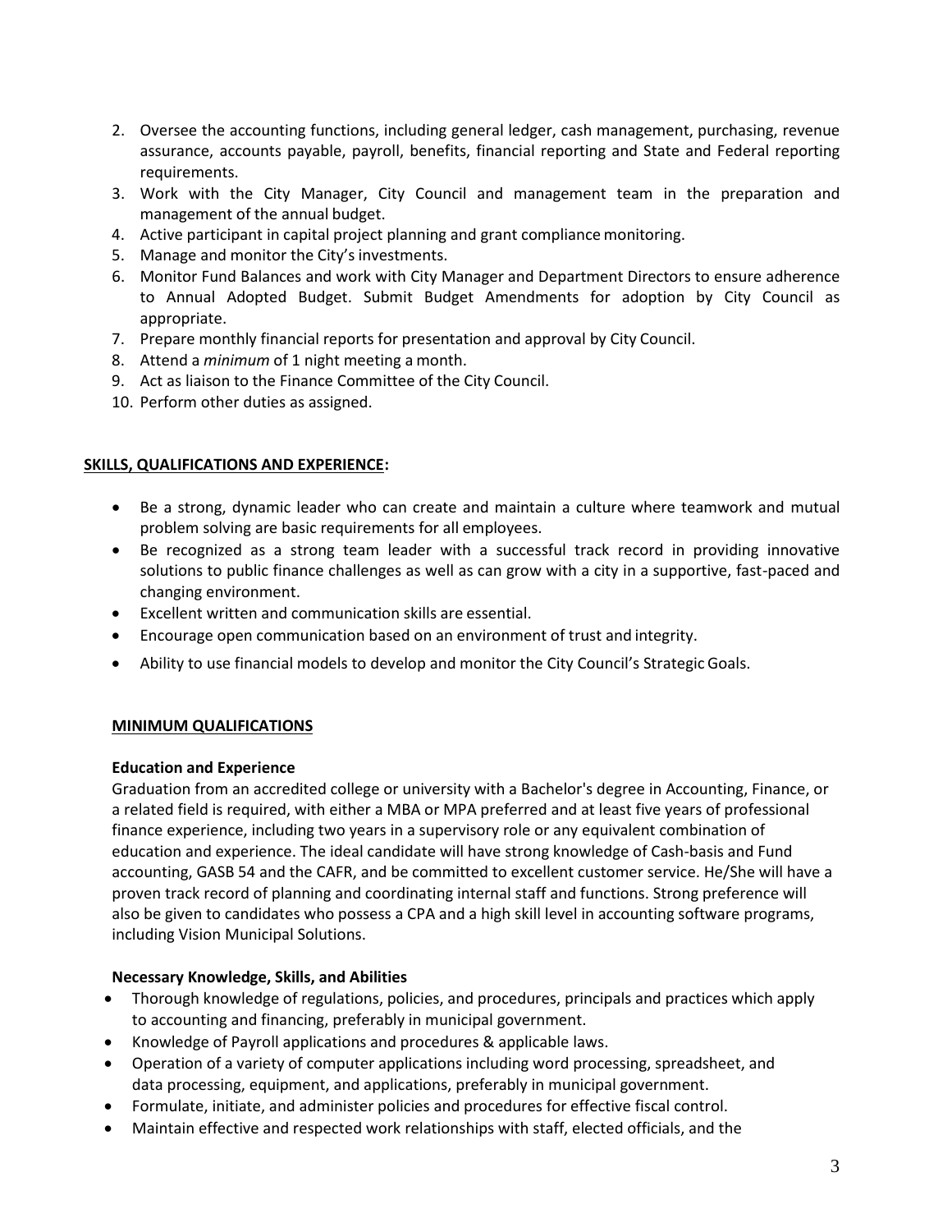2. Oversee the accounting functions, including general ledger, cash management, purchasing, revenue assurance, accounts payable, payroll, benefits, financial reporting and State and Federal reporting requirements.
3. Work with the City Manager, City Council and management team in the preparation and management of the annual budget.
4. Active participant in capital project planning and grant compliance monitoring.
5. Manage and monitor the City's investments.
6. Monitor Fund Balances and work with City Manager and Department Directors to ensure adherence to Annual Adopted Budget. Submit Budget Amendments for adoption by City Council as appropriate.
7. Prepare monthly financial reports for presentation and approval by City Council.
8. Attend a *minimum* of 1 night meeting a month.
9. Act as liaison to the Finance Committee of the City Council.
10. Perform other duties as assigned.

**SKILLS, QUALIFICATIONS AND EXPERIENCE:**

- Be a strong, dynamic leader who can create and maintain a culture where teamwork and mutual problem solving are basic requirements for all employees.
- Be recognized as a strong team leader with a successful track record in providing innovative solutions to public finance challenges as well as can grow with a city in a supportive, fast-paced and changing environment.
- Excellent written and communication skills are essential.
- Encourage open communication based on an environment of trust and integrity.
- Ability to use financial models to develop and monitor the City Council's Strategic Goals.

**MINIMUM QUALIFICATIONS**

**Education and Experience**

Graduation from an accredited college or university with a Bachelor's degree in Accounting, Finance, or a related field is required, with either a MBA or MPA preferred and at least five years of professional finance experience, including two years in a supervisory role or any equivalent combination of education and experience. The ideal candidate will have strong knowledge of Cash-basis and Fund accounting, GASB 54 and the CAFR, and be committed to excellent customer service. He/She will have a proven track record of planning and coordinating internal staff and functions. Strong preference will also be given to candidates who possess a CPA and a high skill level in accounting software programs, including Vision Municipal Solutions.

**Necessary Knowledge, Skills, and Abilities**

- Thorough knowledge of regulations, policies, and procedures, principals and practices which apply to accounting and financing, preferably in municipal government.
- Knowledge of Payroll applications and procedures & applicable laws.
- Operation of a variety of computer applications including word processing, spreadsheet, and data processing, equipment, and applications, preferably in municipal government.
- Formulate, initiate, and administer policies and procedures for effective fiscal control.
- Maintain effective and respected work relationships with staff, elected officials, and the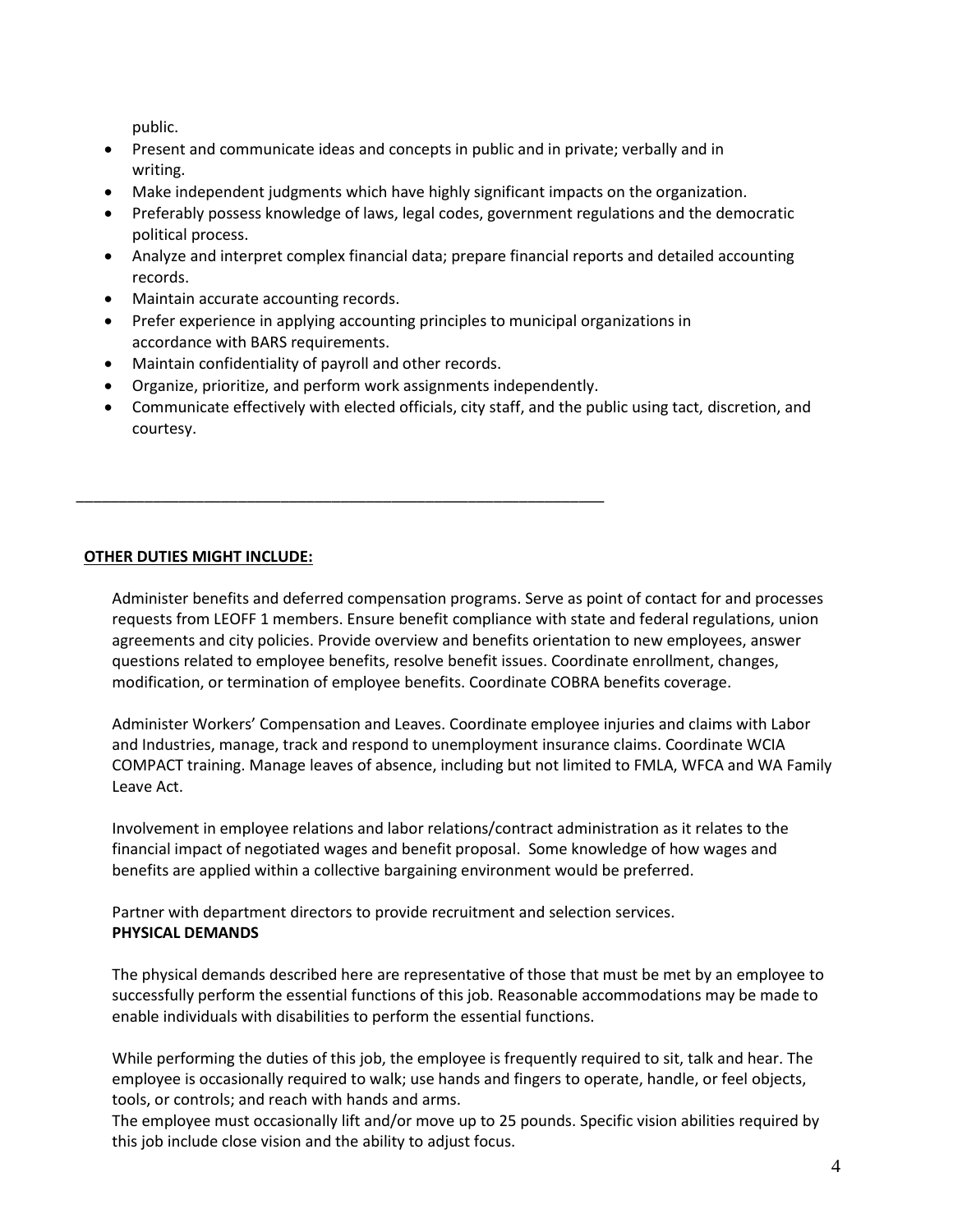public.

- Present and communicate ideas and concepts in public and in private; verbally and in writing.
- Make independent judgments which have highly significant impacts on the organization.
- Preferably possess knowledge of laws, legal codes, government regulations and the democratic political process.
- Analyze and interpret complex financial data; prepare financial reports and detailed accounting records.
- Maintain accurate accounting records.
- Prefer experience in applying accounting principles to municipal organizations in accordance with BARS requirements.
- Maintain confidentiality of payroll and other records.
- Organize, prioritize, and perform work assignments independently.
- Communicate effectively with elected officials, city staff, and the public using tact, discretion, and courtesy.

---

**OTHER DUTIES MIGHT INCLUDE:**

Administer benefits and deferred compensation programs. Serve as point of contact for and processes requests from LEOFF 1 members. Ensure benefit compliance with state and federal regulations, union agreements and city policies. Provide overview and benefits orientation to new employees, answer questions related to employee benefits, resolve benefit issues. Coordinate enrollment, changes, modification, or termination of employee benefits. Coordinate COBRA benefits coverage.

Administer Workers' Compensation and Leaves. Coordinate employee injuries and claims with Labor and Industries, manage, track and respond to unemployment insurance claims. Coordinate WCIA COMPACT training. Manage leaves of absence, including but not limited to FMLA, WFCA and WA Family Leave Act.

Involvement in employee relations and labor relations/contract administration as it relates to the financial impact of negotiated wages and benefit proposal. Some knowledge of how wages and benefits are applied within a collective bargaining environment would be preferred.

Partner with department directors to provide recruitment and selection services.

**PHYSICAL DEMANDS**

The physical demands described here are representative of those that must be met by an employee to successfully perform the essential functions of this job. Reasonable accommodations may be made to enable individuals with disabilities to perform the essential functions.

While performing the duties of this job, the employee is frequently required to sit, talk and hear. The employee is occasionally required to walk; use hands and fingers to operate, handle, or feel objects, tools, or controls; and reach with hands and arms.

The employee must occasionally lift and/or move up to 25 pounds. Specific vision abilities required by this job include close vision and the ability to adjust focus.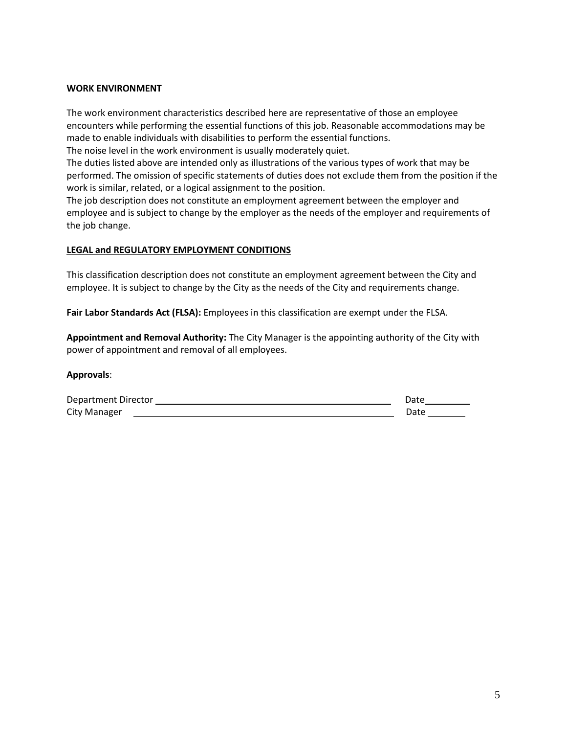**WORK ENVIRONMENT**

The work environment characteristics described here are representative of those an employee encounters while performing the essential functions of this job. Reasonable accommodations may be made to enable individuals with disabilities to perform the essential functions.
The noise level in the work environment is usually moderately quiet.
The duties listed above are intended only as illustrations of the various types of work that may be performed. The omission of specific statements of duties does not exclude them from the position if the work is similar, related, or a logical assignment to the position.
The job description does not constitute an employment agreement between the employer and employee and is subject to change by the employer as the needs of the employer and requirements of the job change.

**LEGAL and REGULATORY EMPLOYMENT CONDITIONS**

This classification description does not constitute an employment agreement between the City and employee. It is subject to change by the City as the needs of the City and requirements change.

**Fair Labor Standards Act (FLSA):** Employees in this classification are exempt under the FLSA.

**Appointment and Removal Authority:** The City Manager is the appointing authority of the City with power of appointment and removal of all employees.

**Approvals**:

Department Director ______________________________ Date________
City Manager ______________________________ Date________